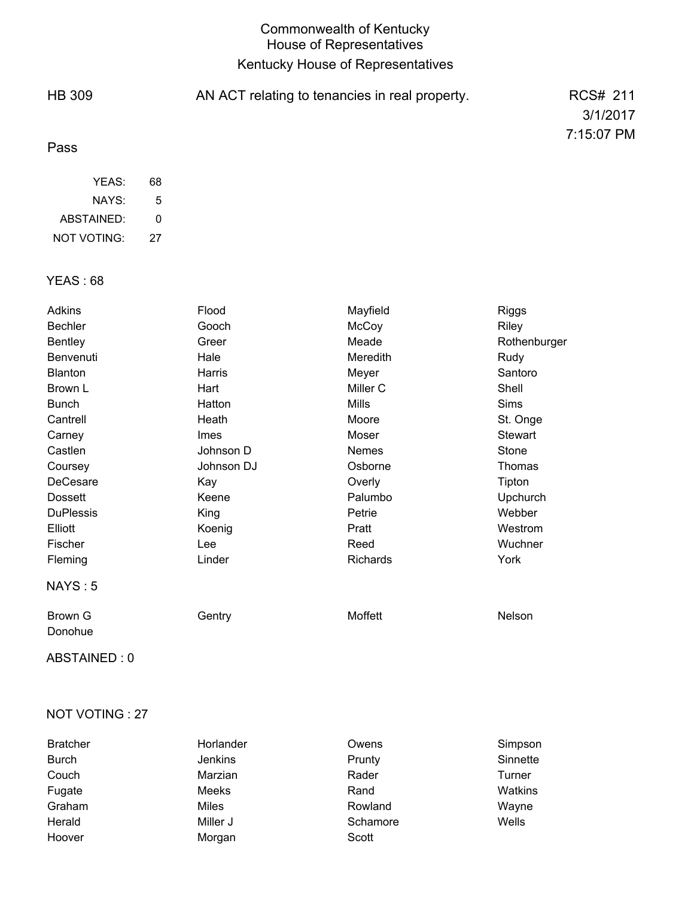# Commonwealth of Kentucky
## House of Representatives
## Kentucky House of Representatives

HB 309 — AN ACT relating to tenancies in real property. — RCS# 211

3/1/2017

7:15:07 PM

Pass

| | |
|---|---|
| YEAS: | 68 |
| NAYS: | 5 |
| ABSTAINED: | 0 |
| NOT VOTING: | 27 |

### YEAS : 68

| | | | |
|---|---|---|---|
| Adkins | Flood | Mayfield | Riggs |
| Bechler | Gooch | McCoy | Riley |
| Bentley | Greer | Meade | Rothenburger |
| Benvenuti | Hale | Meredith | Rudy |
| Blanton | Harris | Meyer | Santoro |
| Brown L | Hart | Miller C | Shell |
| Bunch | Hatton | Mills | Sims |
| Cantrell | Heath | Moore | St. Onge |
| Carney | Imes | Moser | Stewart |
| Castlen | Johnson D | Nemes | Stone |
| Coursey | Johnson DJ | Osborne | Thomas |
| DeCesare | Kay | Overly | Tipton |
| Dossett | Keene | Palumbo | Upchurch |
| DuPlessis | King | Petrie | Webber |
| Elliott | Koenig | Pratt | Westrom |
| Fischer | Lee | Reed | Wuchner |
| Fleming | Linder | Richards | York |

### NAYS : 5

| | | | |
|---|---|---|---|
| Brown G | Gentry | Moffett | Nelson |
| Donohue | | | |

### ABSTAINED : 0

### NOT VOTING : 27

| | | | |
|---|---|---|---|
| Bratcher | Horlander | Owens | Simpson |
| Burch | Jenkins | Prunty | Sinnette |
| Couch | Marzian | Rader | Turner |
| Fugate | Meeks | Rand | Watkins |
| Graham | Miles | Rowland | Wayne |
| Herald | Miller J | Schamore | Wells |
| Hoover | Morgan | Scott | |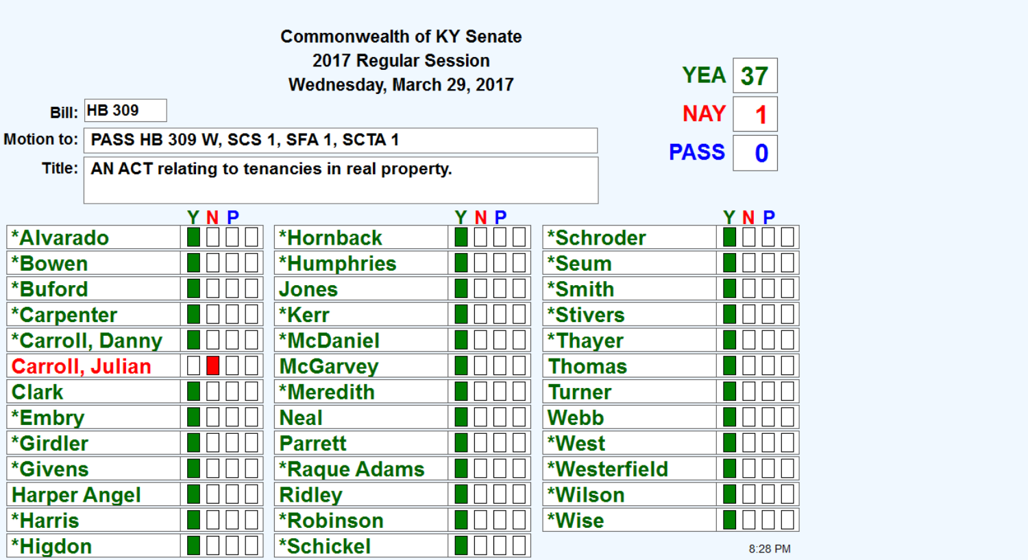**Commonwealth of KY Senate**
**2017 Regular Session**
**Wednesday, March 29, 2017**

**Bill:** HB 309

**Motion to:** PASS HB 309 W, SCS 1, SFA 1, SCTA 1

**Title:** AN ACT relating to tenancies in real property.

| | |
|---|---|
| **YEA** | 37 |
| **NAY** | 1 |
| **PASS** | 0 |

| Member | Y | N | P | | Member | Y | N | P | | Member | Y | N | P | |
|---|---|---|---|---|---|---|---|---|---|---|---|---|---|---|
| *Alvarado | Y | | | | *Hornback | Y | | | | *Schroder | Y | | | |
| *Bowen | Y | | | | *Humphries | Y | | | | *Seum | Y | | | |
| *Buford | Y | | | | Jones | Y | | | | *Smith | Y | | | |
| *Carpenter | Y | | | | *Kerr | Y | | | | *Stivers | Y | | | |
| *Carroll, Danny | Y | | | | *McDaniel | Y | | | | *Thayer | Y | | | |
| Carroll, Julian | | N | | | McGarvey | Y | | | | Thomas | Y | | | |
| Clark | Y | | | | *Meredith | Y | | | | Turner | Y | | | |
| *Embry | Y | | | | Neal | Y | | | | Webb | Y | | | |
| *Girdler | Y | | | | Parrett | Y | | | | *West | Y | | | |
| *Givens | Y | | | | *Raque Adams | Y | | | | *Westerfield | Y | | | |
| Harper Angel | Y | | | | Ridley | Y | | | | *Wilson | Y | | | |
| *Harris | Y | | | | *Robinson | Y | | | | *Wise | Y | | | |
| *Higdon | Y | | | | *Schickel | Y | | | | | | | | |

8:28 PM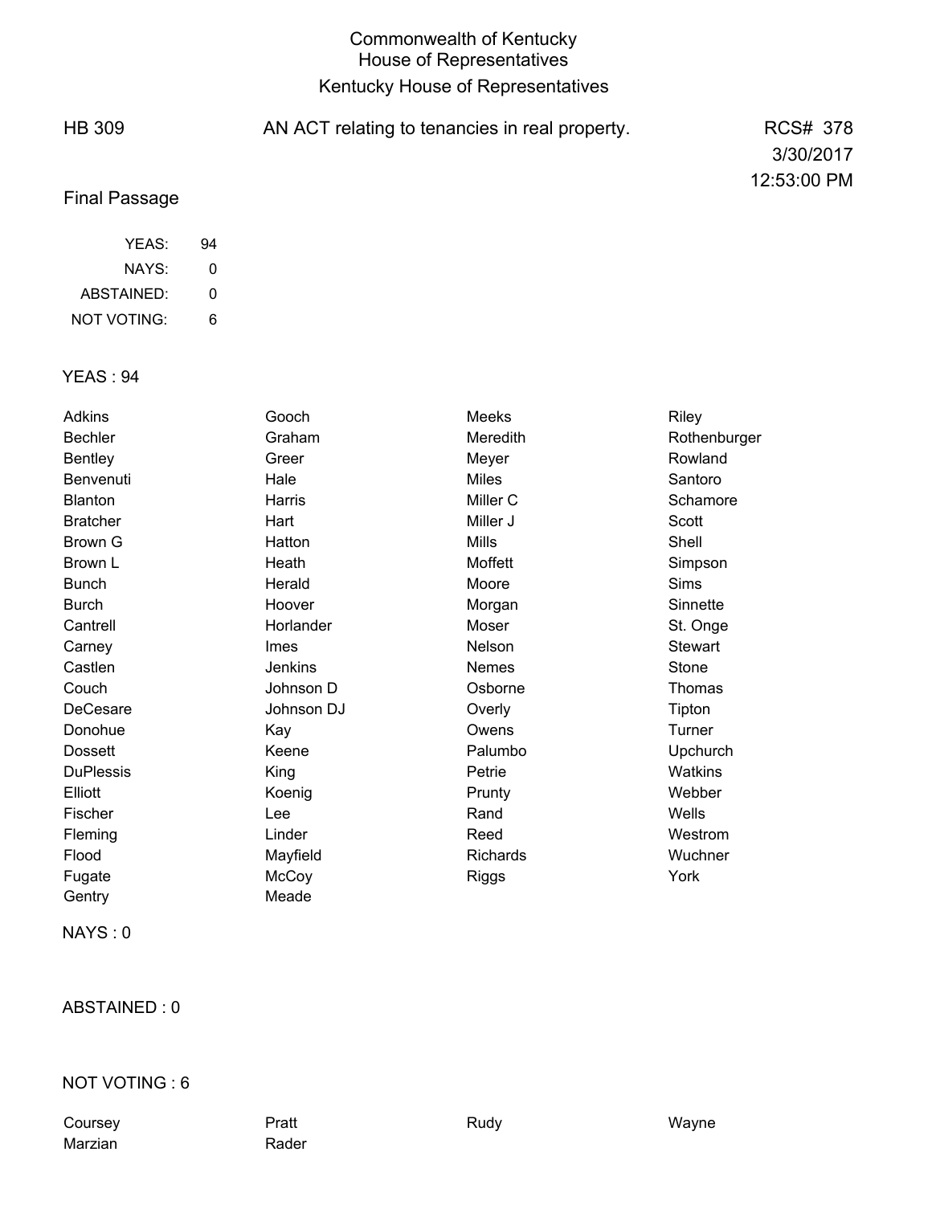# Commonwealth of Kentucky
## House of Representatives
## Kentucky House of Representatives

HB 309 — AN ACT relating to tenancies in real property. — RCS# 378
3/30/2017
12:53:00 PM

Final Passage

| | |
|---|---|
| YEAS: | 94 |
| NAYS: | 0 |
| ABSTAINED: | 0 |
| NOT VOTING: | 6 |

YEAS : 94

| | | | |
|---|---|---|---|
| Adkins | Gooch | Meeks | Riley |
| Bechler | Graham | Meredith | Rothenburger |
| Bentley | Greer | Meyer | Rowland |
| Benvenuti | Hale | Miles | Santoro |
| Blanton | Harris | Miller C | Schamore |
| Bratcher | Hart | Miller J | Scott |
| Brown G | Hatton | Mills | Shell |
| Brown L | Heath | Moffett | Simpson |
| Bunch | Herald | Moore | Sims |
| Burch | Hoover | Morgan | Sinnette |
| Cantrell | Horlander | Moser | St. Onge |
| Carney | Imes | Nelson | Stewart |
| Castlen | Jenkins | Nemes | Stone |
| Couch | Johnson D | Osborne | Thomas |
| DeCesare | Johnson DJ | Overly | Tipton |
| Donohue | Kay | Owens | Turner |
| Dossett | Keene | Palumbo | Upchurch |
| DuPlessis | King | Petrie | Watkins |
| Elliott | Koenig | Prunty | Webber |
| Fischer | Lee | Rand | Wells |
| Fleming | Linder | Reed | Westrom |
| Flood | Mayfield | Richards | Wuchner |
| Fugate | McCoy | Riggs | York |
| Gentry | Meade | | |

NAYS : 0

ABSTAINED : 0

NOT VOTING : 6

| | | | |
|---|---|---|---|
| Coursey | Pratt | Rudy | Wayne |
| Marzian | Rader | | |